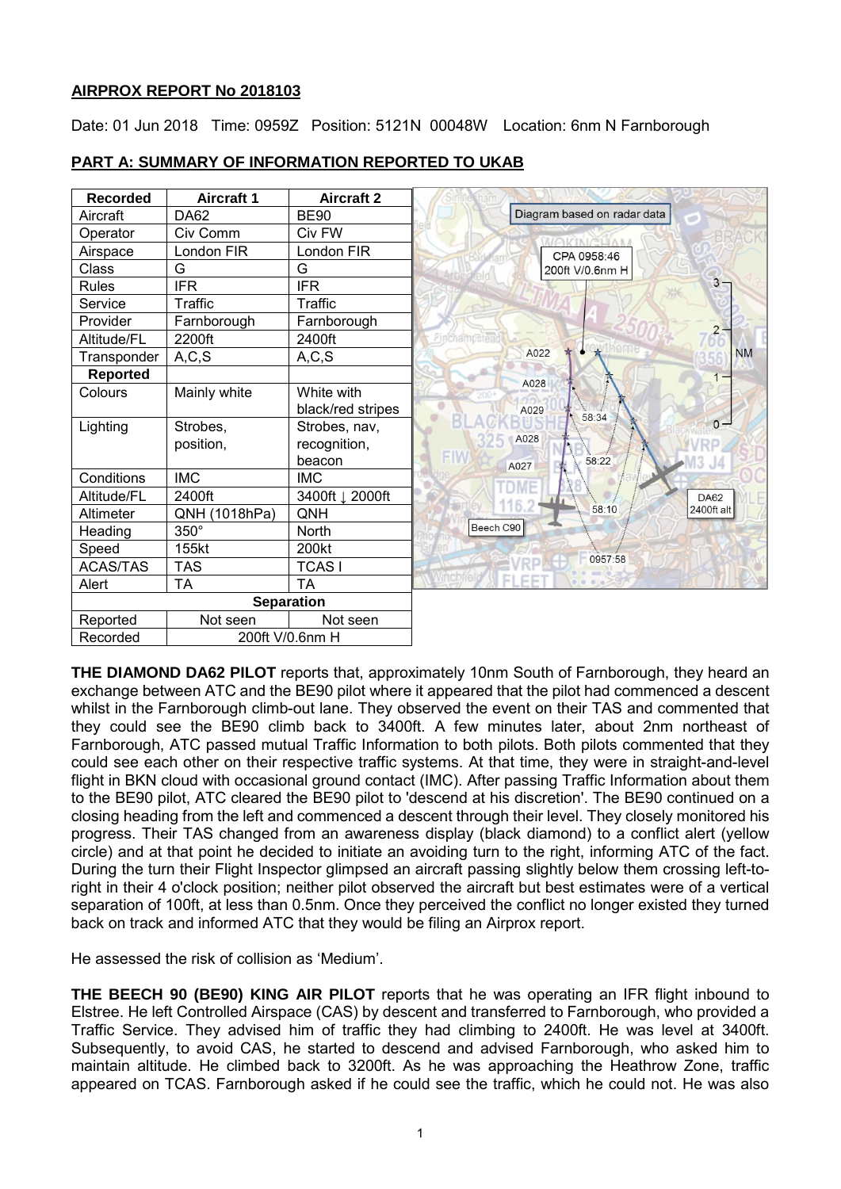**AIRPROX REPORT No 2018103**

Date: 01 Jun 2018 Time: 0959Z Position: 5121N 00048W Location: 6nm N Farnborough

**PART A: SUMMARY OF INFORMATION REPORTED TO UKAB**

| Recorded | Aircraft 1 | Aircraft 2 |
|---|---|---|
| Aircraft | DA62 | BE90 |
| Operator | Civ Comm | Civ FW |
| Airspace | London FIR | London FIR |
| Class | G | G |
| Rules | IFR | IFR |
| Service | Traffic | Traffic |
| Provider | Farnborough | Farnborough |
| Altitude/FL | 2200ft | 2400ft |
| Transponder | A,C,S | A,C,S |
| **Reported** | | |
| Colours | Mainly white | White with black/red stripes |
| Lighting | Strobes, position, | Strobes, nav, recognition, beacon |
| Conditions | IMC | IMC |
| Altitude/FL | 2400ft | 3400ft ↓ 2000ft |
| Altimeter | QNH (1018hPa) | QNH |
| Heading | 350° | North |
| Speed | 155kt | 200kt |
| ACAS/TAS | TAS | TCAS I |
| Alert | TA | TA |
| **Separation** | | |
| Reported | Not seen | Not seen |
| Recorded | 200ft V/0.6nm H | |

**THE DIAMOND DA62 PILOT** reports that, approximately 10nm South of Farnborough, they heard an exchange between ATC and the BE90 pilot where it appeared that the pilot had commenced a descent whilst in the Farnborough climb-out lane. They observed the event on their TAS and commented that they could see the BE90 climb back to 3400ft. A few minutes later, about 2nm northeast of Farnborough, ATC passed mutual Traffic Information to both pilots. Both pilots commented that they could see each other on their respective traffic systems. At that time, they were in straight-and-level flight in BKN cloud with occasional ground contact (IMC). After passing Traffic Information about them to the BE90 pilot, ATC cleared the BE90 pilot to 'descend at his discretion'. The BE90 continued on a closing heading from the left and commenced a descent through their level. They closely monitored his progress. Their TAS changed from an awareness display (black diamond) to a conflict alert (yellow circle) and at that point he decided to initiate an avoiding turn to the right, informing ATC of the fact. During the turn their Flight Inspector glimpsed an aircraft passing slightly below them crossing left-to-right in their 4 o'clock position; neither pilot observed the aircraft but best estimates were of a vertical separation of 100ft, at less than 0.5nm. Once they perceived the conflict no longer existed they turned back on track and informed ATC that they would be filing an Airprox report.

He assessed the risk of collision as 'Medium'.

**THE BEECH 90 (BE90) KING AIR PILOT** reports that he was operating an IFR flight inbound to Elstree. He left Controlled Airspace (CAS) by descent and transferred to Farnborough, who provided a Traffic Service. They advised him of traffic they had climbing to 2400ft. He was level at 3400ft. Subsequently, to avoid CAS, he started to descend and advised Farnborough, who asked him to maintain altitude. He climbed back to 3200ft. As he was approaching the Heathrow Zone, traffic appeared on TCAS. Farnborough asked if he could see the traffic, which he could not. He was also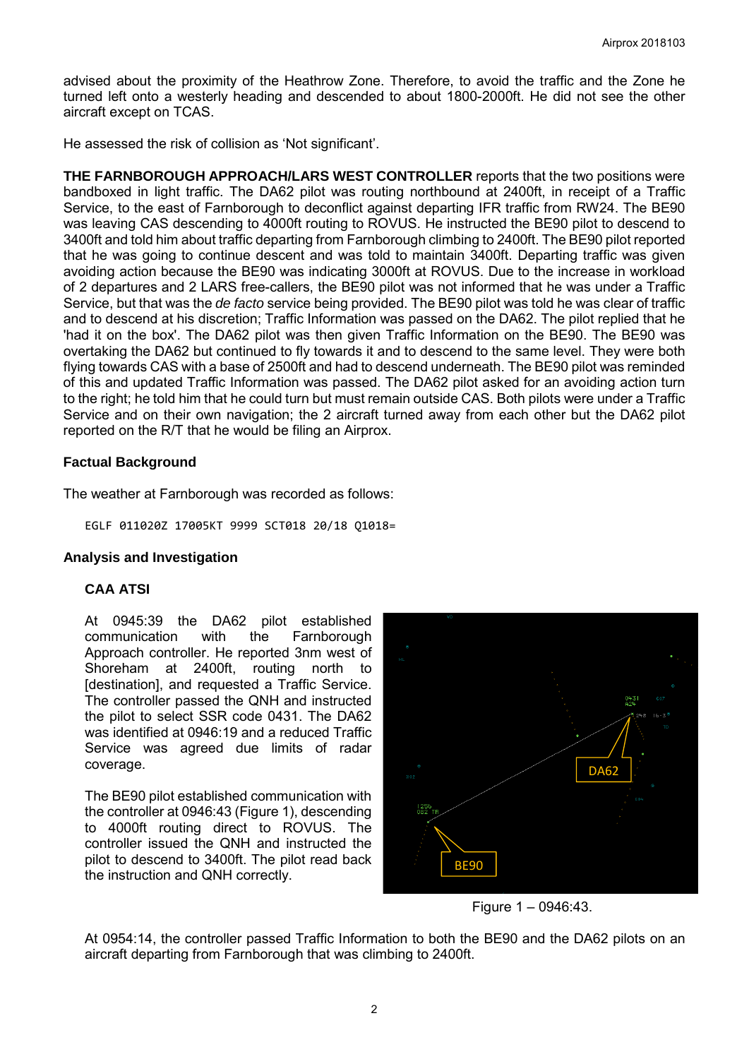advised about the proximity of the Heathrow Zone. Therefore, to avoid the traffic and the Zone he turned left onto a westerly heading and descended to about 1800-2000ft. He did not see the other aircraft except on TCAS.

He assessed the risk of collision as 'Not significant'.

**THE FARNBOROUGH APPROACH/LARS WEST CONTROLLER** reports that the two positions were bandboxed in light traffic. The DA62 pilot was routing northbound at 2400ft, in receipt of a Traffic Service, to the east of Farnborough to deconflict against departing IFR traffic from RW24. The BE90 was leaving CAS descending to 4000ft routing to ROVUS. He instructed the BE90 pilot to descend to 3400ft and told him about traffic departing from Farnborough climbing to 2400ft. The BE90 pilot reported that he was going to continue descent and was told to maintain 3400ft. Departing traffic was given avoiding action because the BE90 was indicating 3000ft at ROVUS. Due to the increase in workload of 2 departures and 2 LARS free-callers, the BE90 pilot was not informed that he was under a Traffic Service, but that was the *de facto* service being provided. The BE90 pilot was told he was clear of traffic and to descend at his discretion; Traffic Information was passed on the DA62. The pilot replied that he 'had it on the box'. The DA62 pilot was then given Traffic Information on the BE90. The BE90 was overtaking the DA62 but continued to fly towards it and to descend to the same level. They were both flying towards CAS with a base of 2500ft and had to descend underneath. The BE90 pilot was reminded of this and updated Traffic Information was passed. The DA62 pilot asked for an avoiding action turn to the right; he told him that he could turn but must remain outside CAS. Both pilots were under a Traffic Service and on their own navigation; the 2 aircraft turned away from each other but the DA62 pilot reported on the R/T that he would be filing an Airprox.

### Factual Background

The weather at Farnborough was recorded as follows:

```
EGLF 011020Z 17005KT 9999 SCT018 20/18 Q1018=
```

### Analysis and Investigation

#### CAA ATSI

At 0945:39 the DA62 pilot established communication with the Farnborough Approach controller. He reported 3nm west of Shoreham at 2400ft, routing north to [destination], and requested a Traffic Service. The controller passed the QNH and instructed the pilot to select SSR code 0431. The DA62 was identified at 0946:19 and a reduced Traffic Service was agreed due limits of radar coverage.

The BE90 pilot established communication with the controller at 0946:43 (Figure 1), descending to 4000ft routing direct to ROVUS. The controller issued the QNH and instructed the pilot to descend to 3400ft. The pilot read back the instruction and QNH correctly.

Figure 1 – 0946:43.

At 0954:14, the controller passed Traffic Information to both the BE90 and the DA62 pilots on an aircraft departing from Farnborough that was climbing to 2400ft.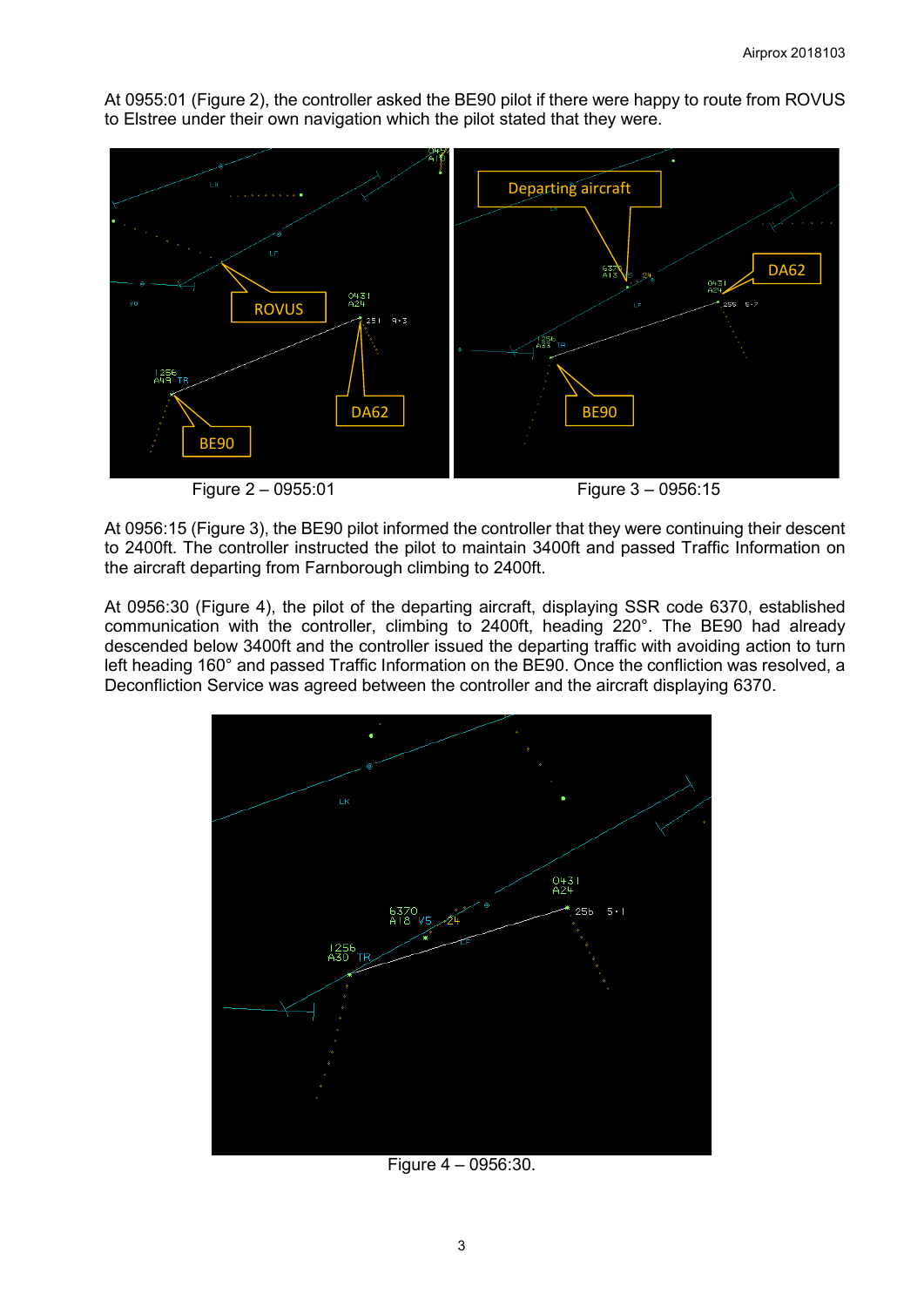At 0955:01 (Figure 2), the controller asked the BE90 pilot if there were happy to route from ROVUS to Elstree under their own navigation which the pilot stated that they were.

Figure 2 – 0955:01

Figure 3 – 0956:15

At 0956:15 (Figure 3), the BE90 pilot informed the controller that they were continuing their descent to 2400ft. The controller instructed the pilot to maintain 3400ft and passed Traffic Information on the aircraft departing from Farnborough climbing to 2400ft.

At 0956:30 (Figure 4), the pilot of the departing aircraft, displaying SSR code 6370, established communication with the controller, climbing to 2400ft, heading 220°. The BE90 had already descended below 3400ft and the controller issued the departing traffic with avoiding action to turn left heading 160° and passed Traffic Information on the BE90. Once the confliction was resolved, a Deconfliction Service was agreed between the controller and the aircraft displaying 6370.

Figure 4 – 0956:30.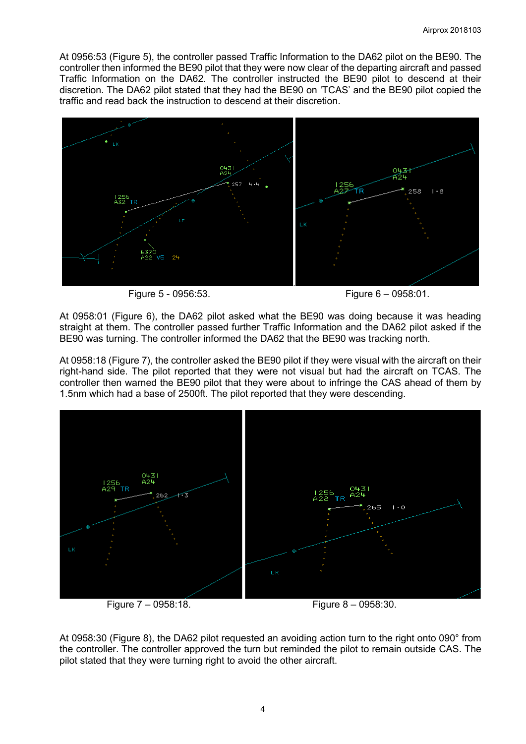At 0956:53 (Figure 5), the controller passed Traffic Information to the DA62 pilot on the BE90. The controller then informed the BE90 pilot that they were now clear of the departing aircraft and passed Traffic Information on the DA62. The controller instructed the BE90 pilot to descend at their discretion. The DA62 pilot stated that they had the BE90 on 'TCAS' and the BE90 pilot copied the traffic and read back the instruction to descend at their discretion.

Figure 5 - 0956:53.

Figure 6 – 0958:01.

At 0958:01 (Figure 6), the DA62 pilot asked what the BE90 was doing because it was heading straight at them. The controller passed further Traffic Information and the DA62 pilot asked if the BE90 was turning. The controller informed the DA62 that the BE90 was tracking north.

At 0958:18 (Figure 7), the controller asked the BE90 pilot if they were visual with the aircraft on their right-hand side. The pilot reported that they were not visual but had the aircraft on TCAS. The controller then warned the BE90 pilot that they were about to infringe the CAS ahead of them by 1.5nm which had a base of 2500ft. The pilot reported that they were descending.

Figure 7 – 0958:18.

Figure 8 – 0958:30.

At 0958:30 (Figure 8), the DA62 pilot requested an avoiding action turn to the right onto 090° from the controller. The controller approved the turn but reminded the pilot to remain outside CAS. The pilot stated that they were turning right to avoid the other aircraft.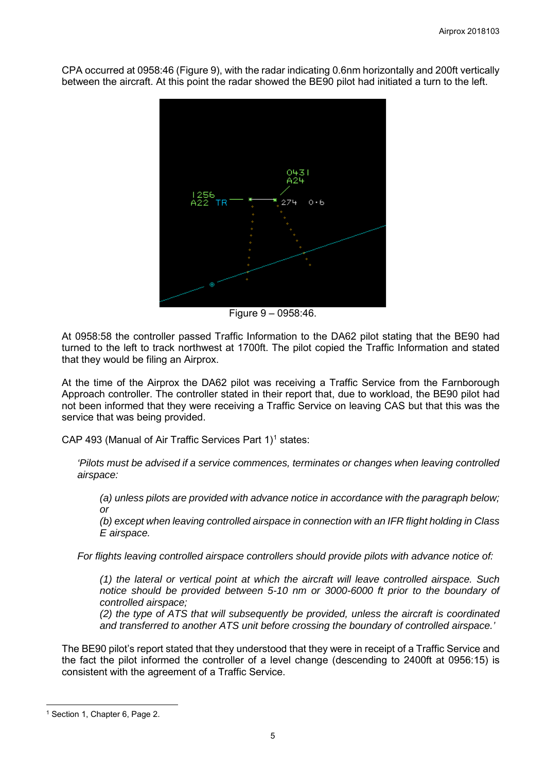CPA occurred at 0958:46 (Figure 9), with the radar indicating 0.6nm horizontally and 200ft vertically between the aircraft. At this point the radar showed the BE90 pilot had initiated a turn to the left.

Figure 9 – 0958:46.

At 0958:58 the controller passed Traffic Information to the DA62 pilot stating that the BE90 had turned to the left to track northwest at 1700ft. The pilot copied the Traffic Information and stated that they would be filing an Airprox.

At the time of the Airprox the DA62 pilot was receiving a Traffic Service from the Farnborough Approach controller. The controller stated in their report that, due to workload, the BE90 pilot had not been informed that they were receiving a Traffic Service on leaving CAS but that this was the service that was being provided.

CAP 493 (Manual of Air Traffic Services Part 1)[1] states:

> *'Pilots must be advised if a service commences, terminates or changes when leaving controlled airspace:*
>
> > *(a) unless pilots are provided with advance notice in accordance with the paragraph below; or*
> >
> > *(b) except when leaving controlled airspace in connection with an IFR flight holding in Class E airspace.*
>
> *For flights leaving controlled airspace controllers should provide pilots with advance notice of:*
>
> > *(1) the lateral or vertical point at which the aircraft will leave controlled airspace. Such notice should be provided between 5-10 nm or 3000-6000 ft prior to the boundary of controlled airspace;*
> >
> > *(2) the type of ATS that will subsequently be provided, unless the aircraft is coordinated and transferred to another ATS unit before crossing the boundary of controlled airspace.'*

The BE90 pilot's report stated that they understood that they were in receipt of a Traffic Service and the fact the pilot informed the controller of a level change (descending to 2400ft at 0956:15) is consistent with the agreement of a Traffic Service.

[1] Section 1, Chapter 6, Page 2.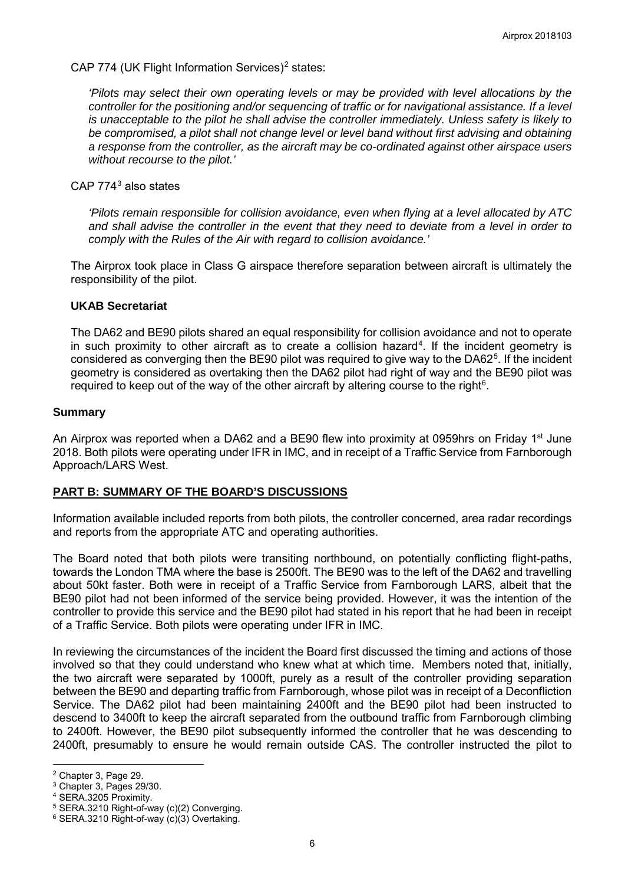CAP 774 (UK Flight Information Services)[2] states:

> *'Pilots may select their own operating levels or may be provided with level allocations by the controller for the positioning and/or sequencing of traffic or for navigational assistance. If a level is unacceptable to the pilot he shall advise the controller immediately. Unless safety is likely to be compromised, a pilot shall not change level or level band without first advising and obtaining a response from the controller, as the aircraft may be co-ordinated against other airspace users without recourse to the pilot.'*

CAP 774[3] also states

> *'Pilots remain responsible for collision avoidance, even when flying at a level allocated by ATC and shall advise the controller in the event that they need to deviate from a level in order to comply with the Rules of the Air with regard to collision avoidance.'*

The Airprox took place in Class G airspace therefore separation between aircraft is ultimately the responsibility of the pilot.

### UKAB Secretariat

The DA62 and BE90 pilots shared an equal responsibility for collision avoidance and not to operate in such proximity to other aircraft as to create a collision hazard[4]. If the incident geometry is considered as converging then the BE90 pilot was required to give way to the DA62[5]. If the incident geometry is considered as overtaking then the DA62 pilot had right of way and the BE90 pilot was required to keep out of the way of the other aircraft by altering course to the right[6].

## Summary

An Airprox was reported when a DA62 and a BE90 flew into proximity at 0959hrs on Friday 1st June 2018. Both pilots were operating under IFR in IMC, and in receipt of a Traffic Service from Farnborough Approach/LARS West.

## PART B: SUMMARY OF THE BOARD'S DISCUSSIONS

Information available included reports from both pilots, the controller concerned, area radar recordings and reports from the appropriate ATC and operating authorities.

The Board noted that both pilots were transiting northbound, on potentially conflicting flight-paths, towards the London TMA where the base is 2500ft. The BE90 was to the left of the DA62 and travelling about 50kt faster. Both were in receipt of a Traffic Service from Farnborough LARS, albeit that the BE90 pilot had not been informed of the service being provided. However, it was the intention of the controller to provide this service and the BE90 pilot had stated in his report that he had been in receipt of a Traffic Service. Both pilots were operating under IFR in IMC.

In reviewing the circumstances of the incident the Board first discussed the timing and actions of those involved so that they could understand who knew what at which time. Members noted that, initially, the two aircraft were separated by 1000ft, purely as a result of the controller providing separation between the BE90 and departing traffic from Farnborough, whose pilot was in receipt of a Deconfliction Service. The DA62 pilot had been maintaining 2400ft and the BE90 pilot had been instructed to descend to 3400ft to keep the aircraft separated from the outbound traffic from Farnborough climbing to 2400ft. However, the BE90 pilot subsequently informed the controller that he was descending to 2400ft, presumably to ensure he would remain outside CAS. The controller instructed the pilot to

---

[2] Chapter 3, Page 29.

[3] Chapter 3, Pages 29/30.

[4] SERA.3205 Proximity.

[5] SERA.3210 Right-of-way (c)(2) Converging.

[6] SERA.3210 Right-of-way (c)(3) Overtaking.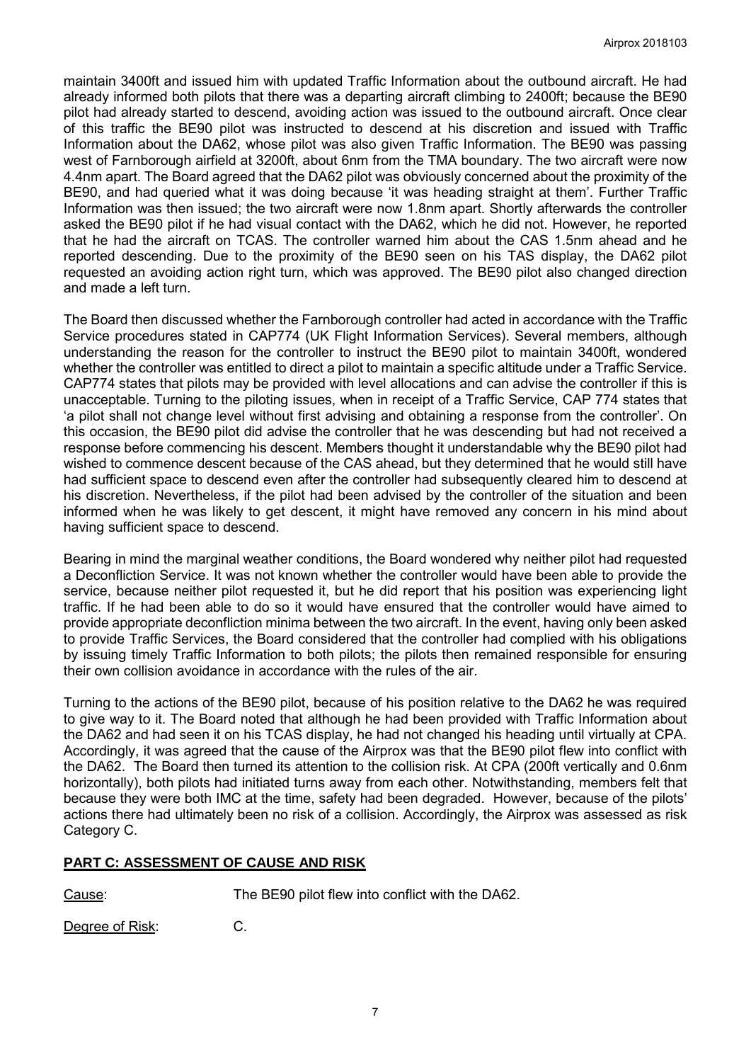maintain 3400ft and issued him with updated Traffic Information about the outbound aircraft. He had already informed both pilots that there was a departing aircraft climbing to 2400ft; because the BE90 pilot had already started to descend, avoiding action was issued to the outbound aircraft. Once clear of this traffic the BE90 pilot was instructed to descend at his discretion and issued with Traffic Information about the DA62, whose pilot was also given Traffic Information. The BE90 was passing west of Farnborough airfield at 3200ft, about 6nm from the TMA boundary. The two aircraft were now 4.4nm apart. The Board agreed that the DA62 pilot was obviously concerned about the proximity of the BE90, and had queried what it was doing because 'it was heading straight at them'. Further Traffic Information was then issued; the two aircraft were now 1.8nm apart. Shortly afterwards the controller asked the BE90 pilot if he had visual contact with the DA62, which he did not. However, he reported that he had the aircraft on TCAS. The controller warned him about the CAS 1.5nm ahead and he reported descending. Due to the proximity of the BE90 seen on his TAS display, the DA62 pilot requested an avoiding action right turn, which was approved. The BE90 pilot also changed direction and made a left turn.

The Board then discussed whether the Farnborough controller had acted in accordance with the Traffic Service procedures stated in CAP774 (UK Flight Information Services). Several members, although understanding the reason for the controller to instruct the BE90 pilot to maintain 3400ft, wondered whether the controller was entitled to direct a pilot to maintain a specific altitude under a Traffic Service. CAP774 states that pilots may be provided with level allocations and can advise the controller if this is unacceptable. Turning to the piloting issues, when in receipt of a Traffic Service, CAP 774 states that 'a pilot shall not change level without first advising and obtaining a response from the controller'. On this occasion, the BE90 pilot did advise the controller that he was descending but had not received a response before commencing his descent. Members thought it understandable why the BE90 pilot had wished to commence descent because of the CAS ahead, but they determined that he would still have had sufficient space to descend even after the controller had subsequently cleared him to descend at his discretion. Nevertheless, if the pilot had been advised by the controller of the situation and been informed when he was likely to get descent, it might have removed any concern in his mind about having sufficient space to descend.

Bearing in mind the marginal weather conditions, the Board wondered why neither pilot had requested a Deconfliction Service. It was not known whether the controller would have been able to provide the service, because neither pilot requested it, but he did report that his position was experiencing light traffic. If he had been able to do so it would have ensured that the controller would have aimed to provide appropriate deconfliction minima between the two aircraft. In the event, having only been asked to provide Traffic Services, the Board considered that the controller had complied with his obligations by issuing timely Traffic Information to both pilots; the pilots then remained responsible for ensuring their own collision avoidance in accordance with the rules of the air.

Turning to the actions of the BE90 pilot, because of his position relative to the DA62 he was required to give way to it. The Board noted that although he had been provided with Traffic Information about the DA62 and had seen it on his TCAS display, he had not changed his heading until virtually at CPA. Accordingly, it was agreed that the cause of the Airprox was that the BE90 pilot flew into conflict with the DA62. The Board then turned its attention to the collision risk. At CPA (200ft vertically and 0.6nm horizontally), both pilots had initiated turns away from each other. Notwithstanding, members felt that because they were both IMC at the time, safety had been degraded. However, because of the pilots' actions there had ultimately been no risk of a collision. Accordingly, the Airprox was assessed as risk Category C.

## PART C: ASSESSMENT OF CAUSE AND RISK

Cause: The BE90 pilot flew into conflict with the DA62.

Degree of Risk: C.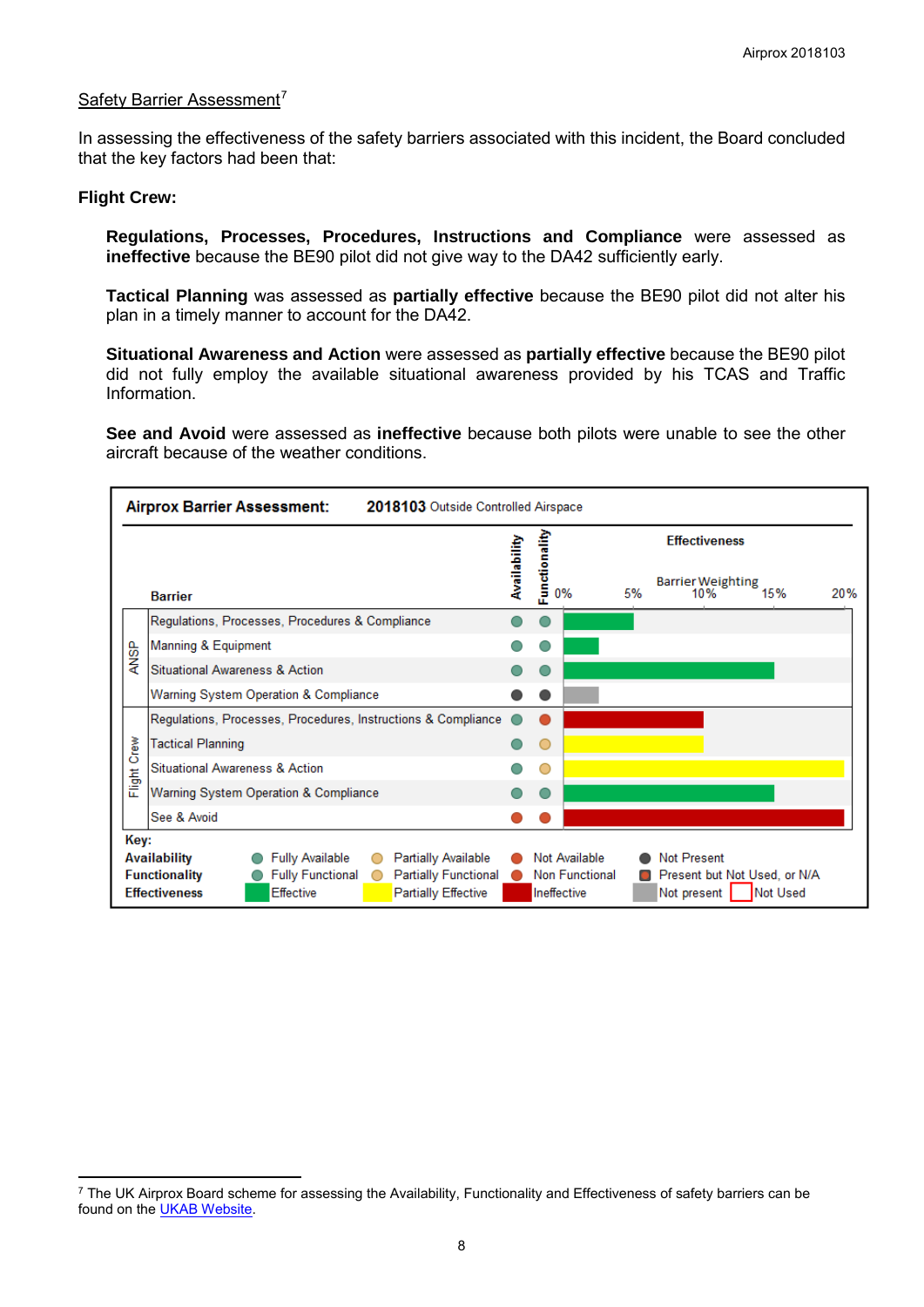Safety Barrier Assessment[7]

In assessing the effectiveness of the safety barriers associated with this incident, the Board concluded that the key factors had been that:

**Flight Crew:**

**Regulations, Processes, Procedures, Instructions and Compliance** were assessed as **ineffective** because the BE90 pilot did not give way to the DA42 sufficiently early.

**Tactical Planning** was assessed as **partially effective** because the BE90 pilot did not alter his plan in a timely manner to account for the DA42.

**Situational Awareness and Action** were assessed as **partially effective** because the BE90 pilot did not fully employ the available situational awareness provided by his TCAS and Traffic Information.

**See and Avoid** were assessed as **ineffective** because both pilots were unable to see the other aircraft because of the weather conditions.

**Airprox Barrier Assessment:** **2018103** Outside Controlled Airspace

Barrier
Availability
Functionality
Effectiveness
Barrier Weighting
0%
5%
10%
15%
20%

ANSP
Regulations, Processes, Procedures & Compliance
Manning & Equipment
Situational Awareness & Action
Warning System Operation & Compliance

Flight Crew
Regulations, Processes, Procedures, Instructions & Compliance
Tactical Planning
Situational Awareness & Action
Warning System Operation & Compliance
See & Avoid

Key:
**Availability** Fully Available, Partially Available, Not Available, Not Present
**Functionality** Fully Functional, Partially Functional, Non Functional, Present but Not Used, or N/A
**Effectiveness** Effective, Partially Effective, Ineffective, Not present, Not Used

---

[7] The UK Airprox Board scheme for assessing the Availability, Functionality and Effectiveness of safety barriers can be found on the UKAB Website.